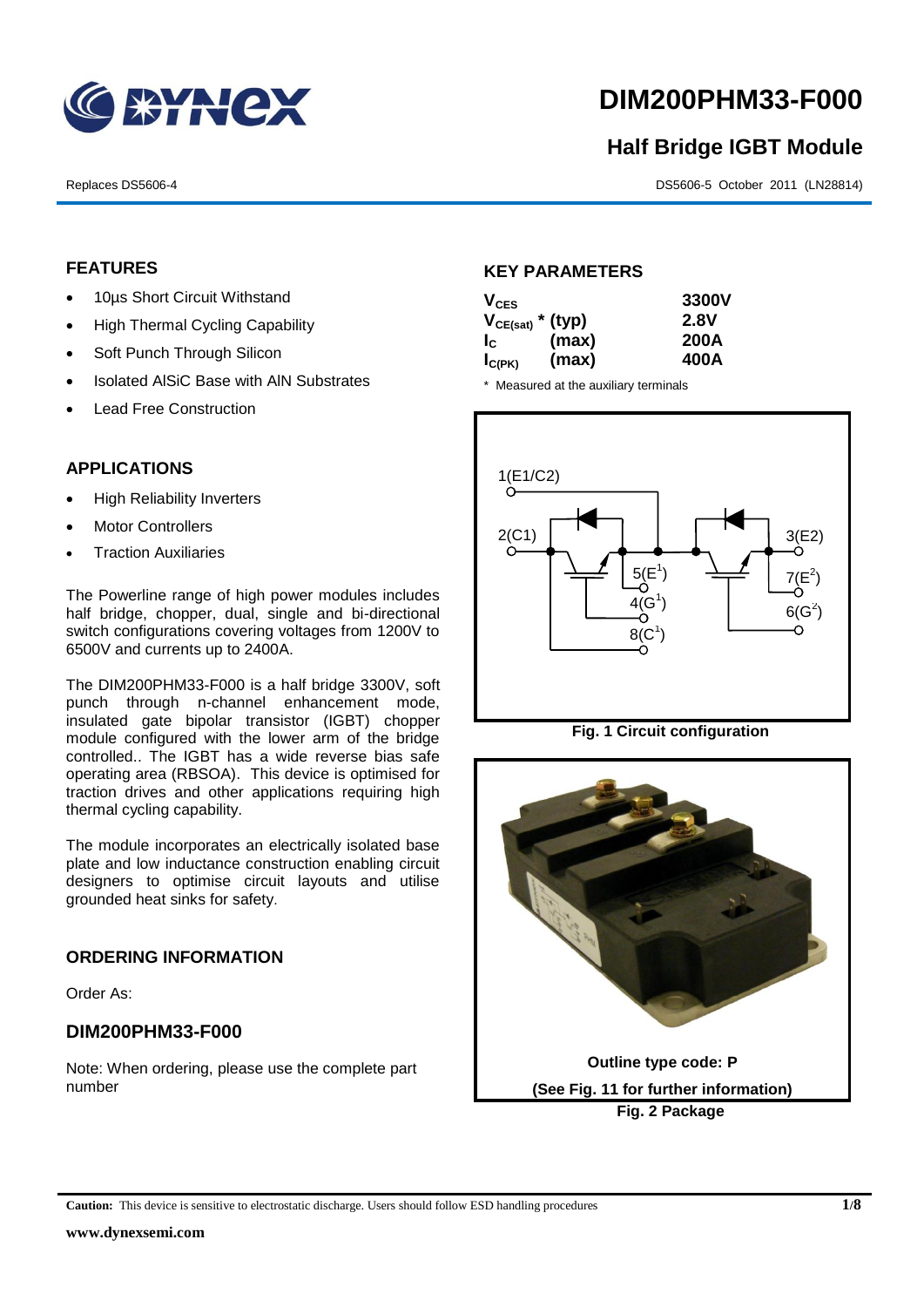# DIM200PHM33-F000

## Half Bridge IGBT Module

Replaces DS5606-4

DS5606-5 October 2011 (LN28814)

### FEATURES

- 10µs Short Circuit Withstand
- High Thermal Cycling Capability
- Soft Punch Through Silicon
- Isolated AlSiC Base with AlN Substrates
- Lead Free Construction

### APPLICATIONS

- High Reliability Inverters
- Motor Controllers
- Traction Auxiliaries

The Powerline range of high power modules includes half bridge, chopper, dual, single and bi-directional switch configurations covering voltages from 1200V to 6500V and currents up to 2400A.

The DIM200PHM33-F000 is a half bridge 3300V, soft punch through n-channel enhancement mode, insulated gate bipolar transistor (IGBT) chopper module configured with the lower arm of the bridge controlled.. The IGBT has a wide reverse bias safe operating area (RBSOA). This device is optimised for traction drives and other applications requiring high thermal cycling capability.

The module incorporates an electrically isolated base plate and low inductance construction enabling circuit designers to optimise circuit layouts and utilise grounded heat sinks for safety.

### ORDERING INFORMATION

Order As:

**DIM200PHM33-F000**

Note: When ordering, please use the complete part number

### KEY PARAMETERS

| | | |
|---|---|---|
| $V_{CES}$ | | 3300V |
| $V_{CE(sat)}$ * | (typ) | 2.8V |
| $I_C$ | (max) | 200A |
| $I_{C(PK)}$ | (max) | 400A |

\* Measured at the auxiliary terminals

1(E1/C2), 2(C1), 3(E2), 5(E[1]), 4(G[1]), 8(C[1]), 7(E[2]), 6(G[2])

**Fig. 1 Circuit configuration**

**Outline type code: P**

**(See Fig. 11 for further information)**

**Fig. 2 Package**

**Caution:** This device is sensitive to electrostatic discharge. Users should follow ESD handling procedures

www.dynexsemi.com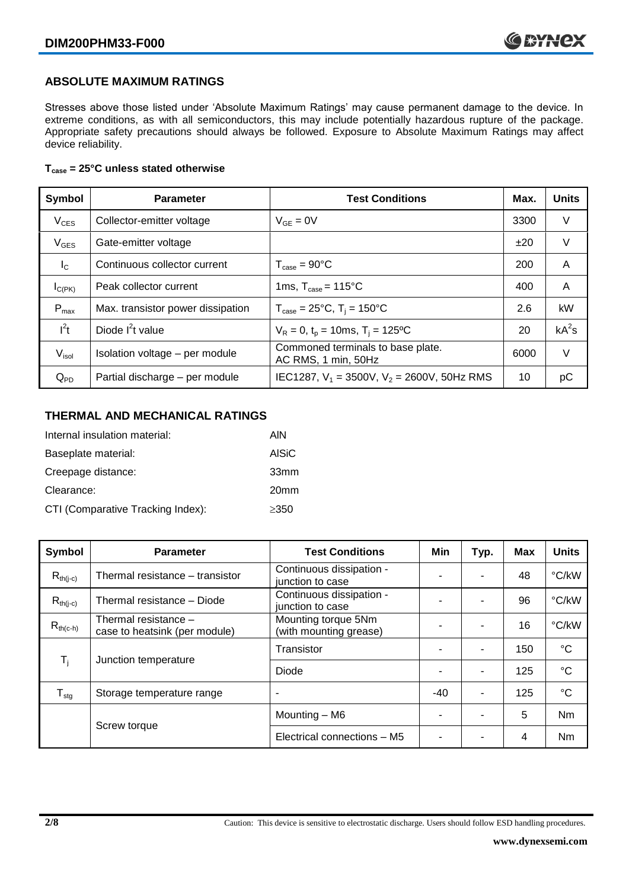## ABSOLUTE MAXIMUM RATINGS

Stresses above those listed under 'Absolute Maximum Ratings' may cause permanent damage to the device. In extreme conditions, as with all semiconductors, this may include potentially hazardous rupture of the package. Appropriate safety precautions should always be followed. Exposure to Absolute Maximum Ratings may affect device reliability.

**$T_{case}$ = 25°C unless stated otherwise**

| Symbol | Parameter | Test Conditions | Max. | Units |
|---|---|---|---|---|
| $V_{CES}$ | Collector-emitter voltage | $V_{GE}$ = 0V | 3300 | V |
| $V_{GES}$ | Gate-emitter voltage | | ±20 | V |
| $I_C$ | Continuous collector current | $T_{case}$ = 90°C | 200 | A |
| $I_{C(PK)}$ | Peak collector current | 1ms, $T_{case}$ = 115°C | 400 | A |
| $P_{max}$ | Max. transistor power dissipation | $T_{case}$ = 25°C, $T_j$ = 150°C | 2.6 | kW |
| $I^2t$ | Diode $I^2t$ value | $V_R$ = 0, $t_p$ = 10ms, $T_j$ = 125ºC | 20 | $kA^2s$ |
| $V_{isol}$ | Isolation voltage – per module | Commoned terminals to base plate. AC RMS, 1 min, 50Hz | 6000 | V |
| $Q_{PD}$ | Partial discharge – per module | IEC1287, $V_1$ = 3500V, $V_2$ = 2600V, 50Hz RMS | 10 | pC |

## THERMAL AND MECHANICAL RATINGS

Internal insulation material: AlN

Baseplate material: AlSiC

Creepage distance: 33mm

Clearance: 20mm

CTI (Comparative Tracking Index): ≥350

| Symbol | Parameter | Test Conditions | Min | Typ. | Max | Units |
|---|---|---|---|---|---|---|
| $R_{th(j-c)}$ | Thermal resistance – transistor | Continuous dissipation - junction to case | - | - | 48 | °C/kW |
| $R_{th(j-c)}$ | Thermal resistance – Diode | Continuous dissipation - junction to case | - | - | 96 | °C/kW |
| $R_{th(c-h)}$ | Thermal resistance – case to heatsink (per module) | Mounting torque 5Nm (with mounting grease) | - | - | 16 | °C/kW |
| $T_j$ | Junction temperature | Transistor | - | - | 150 | °C |
| | | Diode | - | - | 125 | °C |
| $T_{stg}$ | Storage temperature range | - | -40 | - | 125 | °C |
| | Screw torque | Mounting – M6 | - | - | 5 | Nm |
| | | Electrical connections – M5 | - | - | 4 | Nm |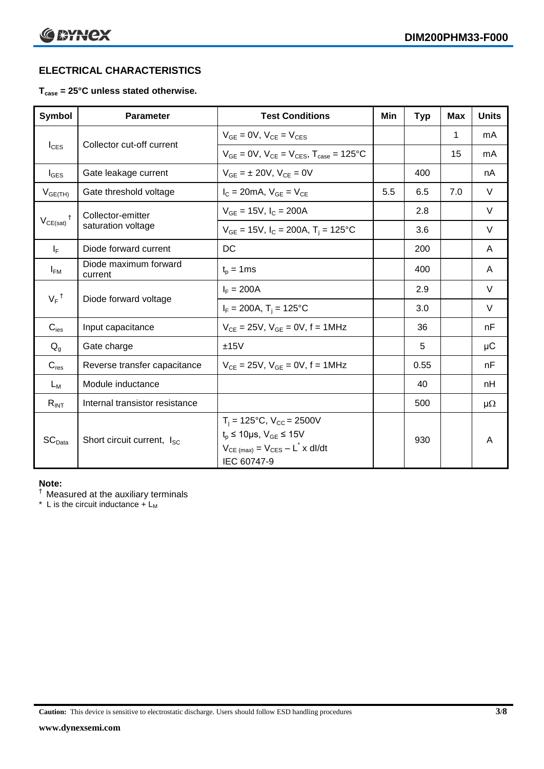## ELECTRICAL CHARACTERISTICS

**$T_{case}$ = 25°C unless stated otherwise.**

| Symbol | Parameter | Test Conditions | Min | Typ | Max | Units |
|---|---|---|---|---|---|---|
| $I_{CES}$ | Collector cut-off current | $V_{GE}$ = 0V, $V_{CE}$ = $V_{CES}$ | | | 1 | mA |
| | | $V_{GE}$ = 0V, $V_{CE}$ = $V_{CES}$, $T_{case}$ = 125°C | | | 15 | mA |
| $I_{GES}$ | Gate leakage current | $V_{GE}$ = ± 20V, $V_{CE}$ = 0V | | 400 | | nA |
| $V_{GE(TH)}$ | Gate threshold voltage | $I_C$ = 20mA, $V_{GE}$ = $V_{CE}$ | 5.5 | 6.5 | 7.0 | V |
| $V_{CE(sat)}$ † | Collector-emitter saturation voltage | $V_{GE}$ = 15V, $I_C$ = 200A | | 2.8 | | V |
| | | $V_{GE}$ = 15V, $I_C$ = 200A, $T_j$ = 125°C | | 3.6 | | V |
| $I_F$ | Diode forward current | DC | | 200 | | A |
| $I_{FM}$ | Diode maximum forward current | $t_p$ = 1ms | | 400 | | A |
| $V_F$ † | Diode forward voltage | $I_F$ = 200A | | 2.9 | | V |
| | | $I_F$ = 200A, $T_j$ = 125°C | | 3.0 | | V |
| $C_{ies}$ | Input capacitance | $V_{CE}$ = 25V, $V_{GE}$ = 0V, f = 1MHz | | 36 | | nF |
| $Q_g$ | Gate charge | ±15V | | 5 | | μC |
| $C_{res}$ | Reverse transfer capacitance | $V_{CE}$ = 25V, $V_{GE}$ = 0V, f = 1MHz | | 0.55 | | nF |
| $L_M$ | Module inductance | | | 40 | | nH |
| $R_{INT}$ | Internal transistor resistance | | | 500 | | μΩ |
| $SC_{Data}$ | Short circuit current, $I_{SC}$ | $T_j$ = 125°C, $V_{CC}$ = 2500V<br>$t_p$ ≤ 10μs, $V_{GE}$ ≤ 15V<br>$V_{CE (max)}$ = $V_{CES}$ – $L^*$ x dI/dt<br>IEC 60747-9 | | 930 | | A |

**Note:**

† Measured at the auxiliary terminals

\* L is the circuit inductance + $L_M$

**Caution:** This device is sensitive to electrostatic discharge. Users should follow ESD handling procedures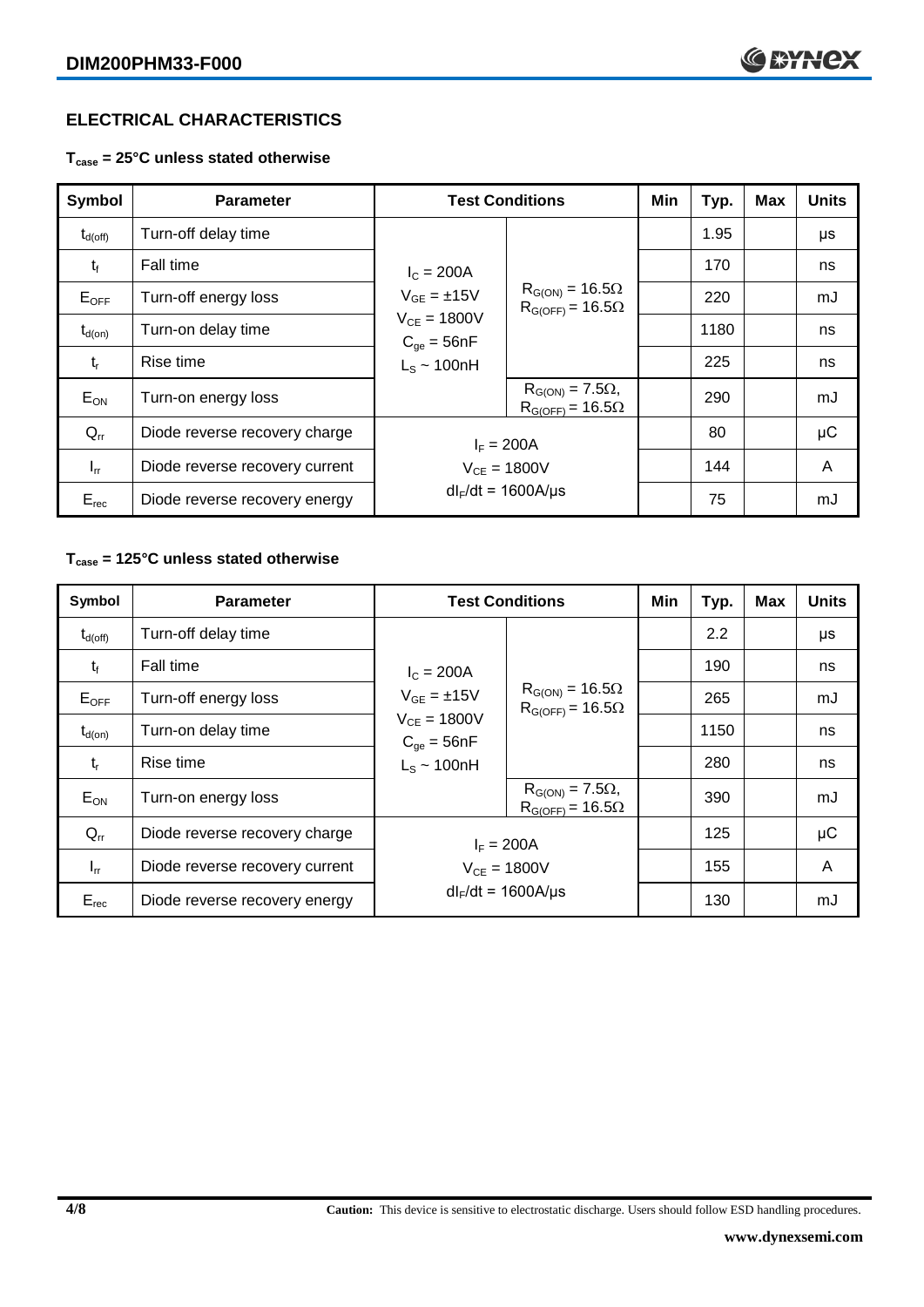## ELECTRICAL CHARACTERISTICS

### $T_{case}$ = 25°C unless stated otherwise

| Symbol | Parameter | Test Conditions | | Min | Typ. | Max | Units |
|---|---|---|---|---|---|---|---|
| $t_{d(off)}$ | Turn-off delay time | $I_C$ = 200A<br>$V_{GE}$ = ±15V<br>$V_{CE}$ = 1800V<br>$C_{ge}$ = 56nF<br>$L_S$ ~ 100nH | $R_{G(ON)}$ = 16.5Ω<br>$R_{G(OFF)}$ = 16.5Ω | | 1.95 | | μs |
| $t_f$ | Fall time | | | | 170 | | ns |
| $E_{OFF}$ | Turn-off energy loss | | | | 220 | | mJ |
| $t_{d(on)}$ | Turn-on delay time | | | | 1180 | | ns |
| $t_r$ | Rise time | | | | 225 | | ns |
| $E_{ON}$ | Turn-on energy loss | | $R_{G(ON)}$ = 7.5Ω,<br>$R_{G(OFF)}$ = 16.5Ω | | 290 | | mJ |
| $Q_{rr}$ | Diode reverse recovery charge | $I_F$ = 200A<br>$V_{CE}$ = 1800V<br>$dI_F/dt$ = 1600A/μs | | | 80 | | μC |
| $I_{rr}$ | Diode reverse recovery current | | | | 144 | | A |
| $E_{rec}$ | Diode reverse recovery energy | | | | 75 | | mJ |

### $T_{case}$ = 125°C unless stated otherwise

| Symbol | Parameter | Test Conditions | | Min | Typ. | Max | Units |
|---|---|---|---|---|---|---|---|
| $t_{d(off)}$ | Turn-off delay time | $I_C$ = 200A<br>$V_{GE}$ = ±15V<br>$V_{CE}$ = 1800V<br>$C_{ge}$ = 56nF<br>$L_S$ ~ 100nH | $R_{G(ON)}$ = 16.5Ω<br>$R_{G(OFF)}$ = 16.5Ω | | 2.2 | | μs |
| $t_f$ | Fall time | | | | 190 | | ns |
| $E_{OFF}$ | Turn-off energy loss | | | | 265 | | mJ |
| $t_{d(on)}$ | Turn-on delay time | | | | 1150 | | ns |
| $t_r$ | Rise time | | | | 280 | | ns |
| $E_{ON}$ | Turn-on energy loss | | $R_{G(ON)}$ = 7.5Ω,<br>$R_{G(OFF)}$ = 16.5Ω | | 390 | | mJ |
| $Q_{rr}$ | Diode reverse recovery charge | $I_F$ = 200A<br>$V_{CE}$ = 1800V<br>$dI_F/dt$ = 1600A/μs | | | 125 | | μC |
| $I_{rr}$ | Diode reverse recovery current | | | | 155 | | A |
| $E_{rec}$ | Diode reverse recovery energy | | | | 130 | | mJ |

**Caution:** This device is sensitive to electrostatic discharge. Users should follow ESD handling procedures.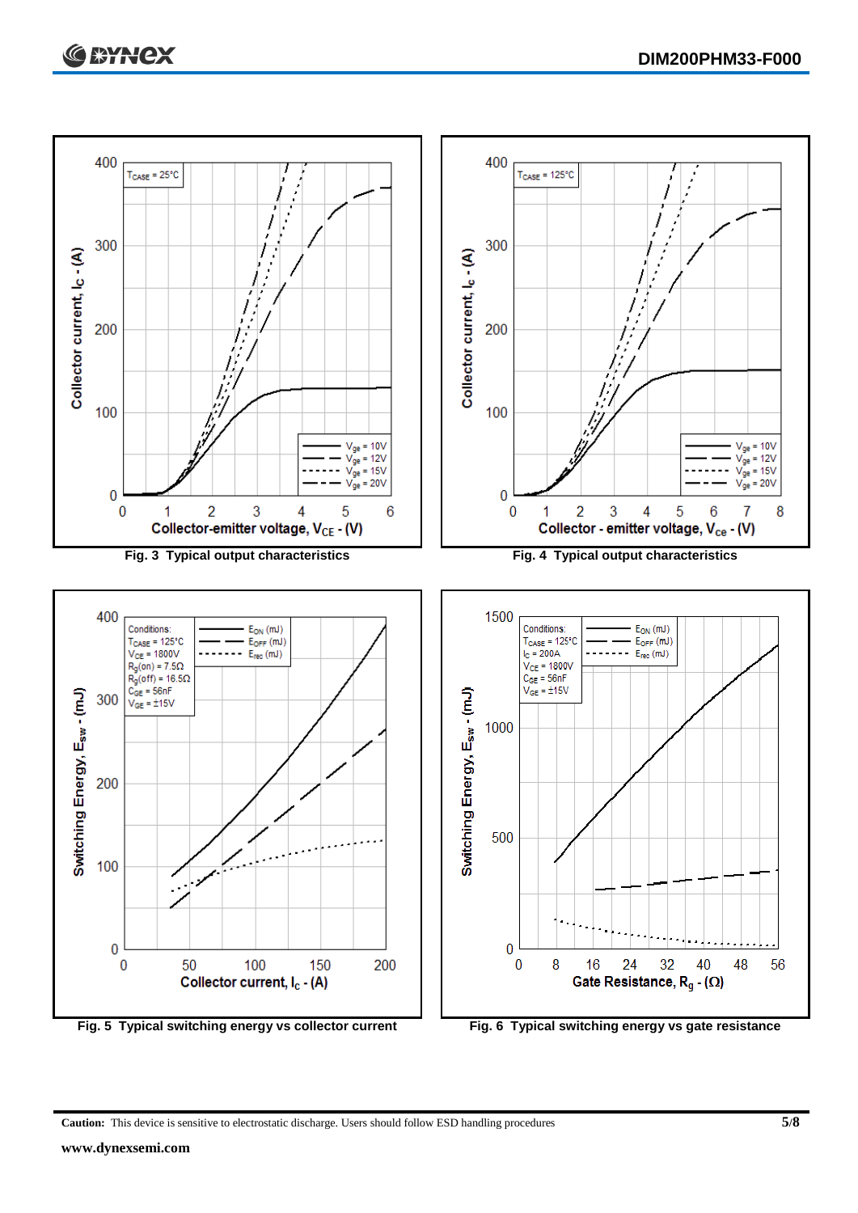Fig. 3 Typical output characteristics

Fig. 4 Typical output characteristics

Fig. 5 Typical switching energy vs collector current

Fig. 6 Typical switching energy vs gate resistance

**Caution:** This device is sensitive to electrostatic discharge. Users should follow ESD handling procedures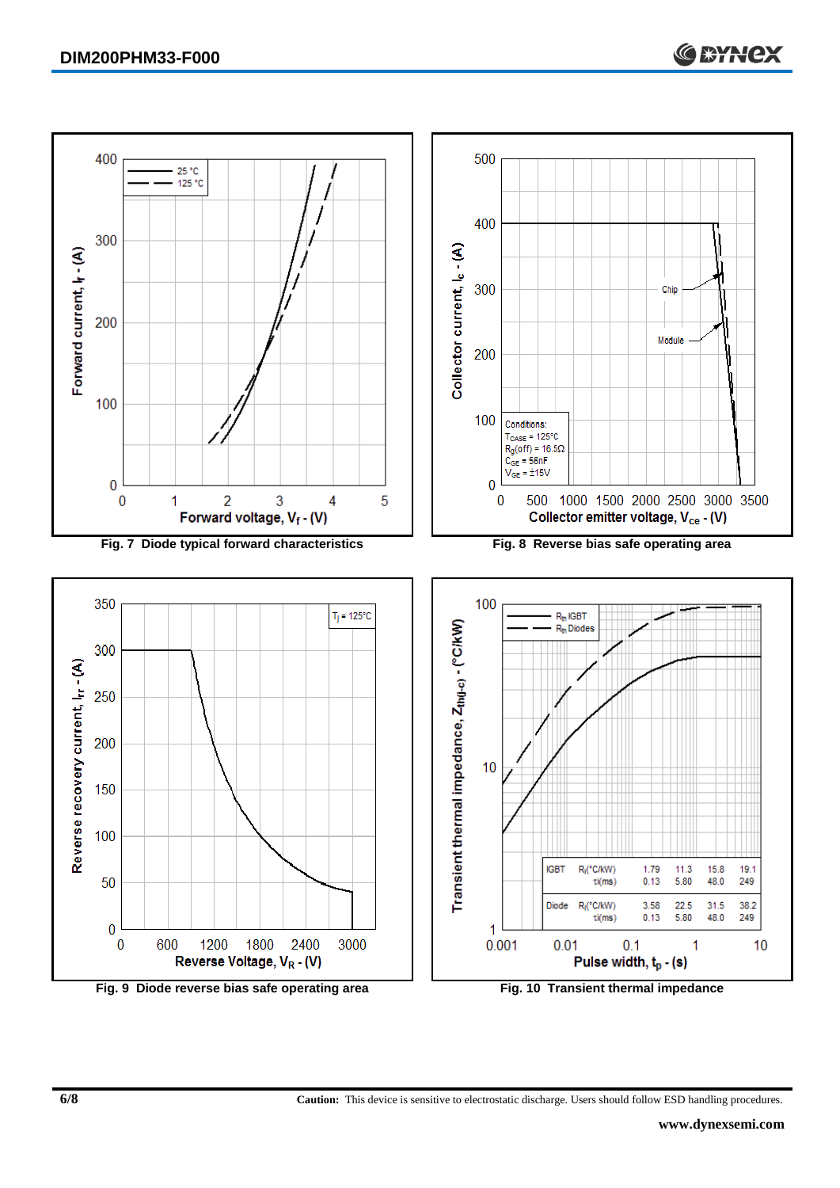Fig. 7 Diode typical forward characteristics

Fig. 8 Reverse bias safe operating area

Conditions:
$T_{CASE}$ = 125°C
$R_g$(off) = 16.5Ω
$C_{GE}$ = 56nF
$V_{GE}$ = ±15V

Fig. 9 Diode reverse bias safe operating area

Fig. 10 Transient thermal impedance

| | | | | | |
|---|---|---|---|---|---|
| IGBT | $R_i$(°C/kW) | 1.79 | 11.3 | 15.8 | 19.1 |
| | $\tau_i$(ms) | 0.13 | 5.80 | 48.0 | 249 |
| Diode | $R_i$(°C/kW) | 3.58 | 22.5 | 31.5 | 38.2 |
| | $\tau_i$(ms) | 0.13 | 5.80 | 48.0 | 249 |

**Caution:** This device is sensitive to electrostatic discharge. Users should follow ESD handling procedures.

**www.dynexsemi.com**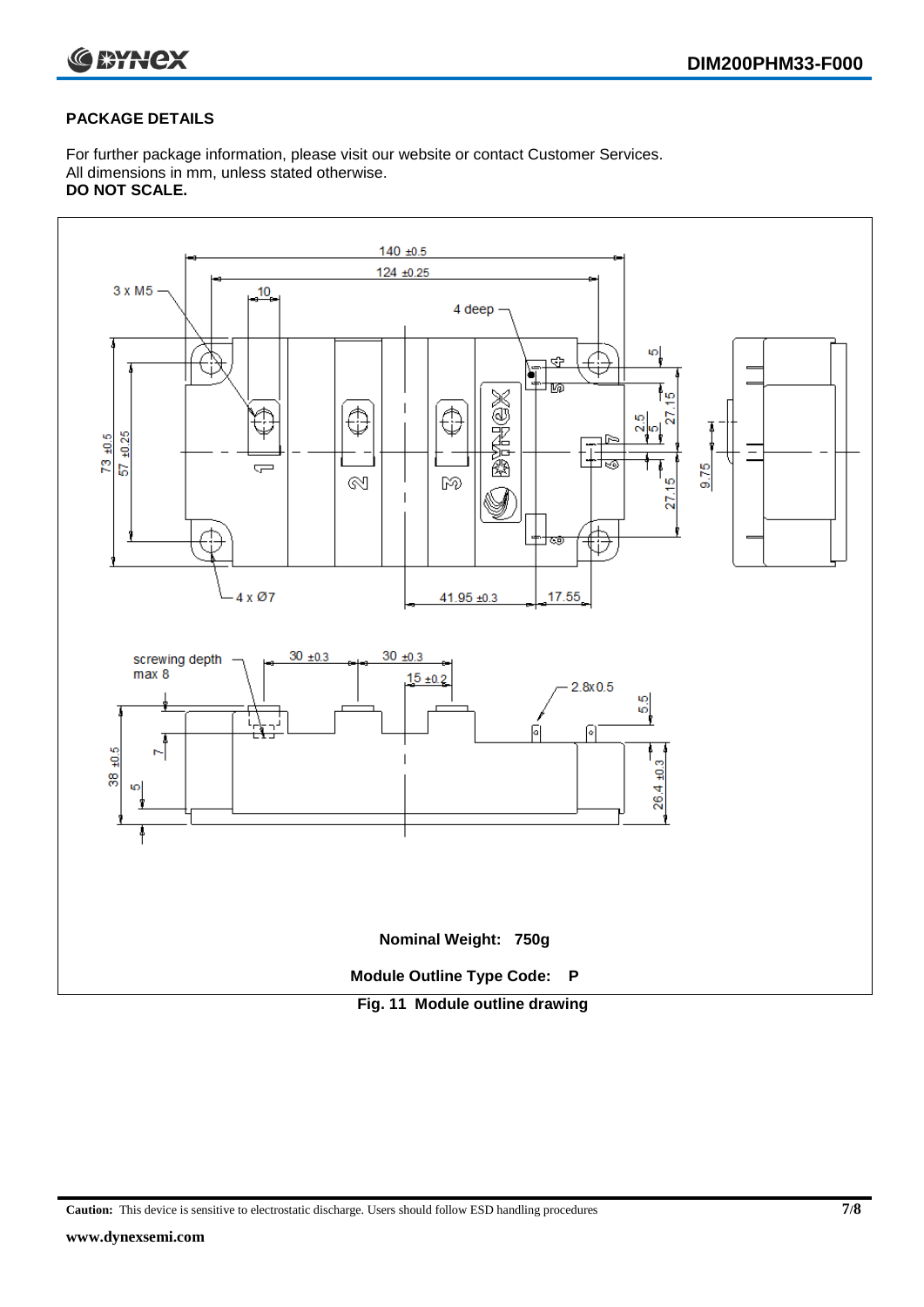## PACKAGE DETAILS

For further package information, please visit our website or contact Customer Services.
All dimensions in mm, unless stated otherwise.
**DO NOT SCALE.**

**Nominal Weight: 750g**

**Module Outline Type Code: P**

**Fig. 11 Module outline drawing**

**Caution:** This device is sensitive to electrostatic discharge. Users should follow ESD handling procedures

**www.dynexsemi.com**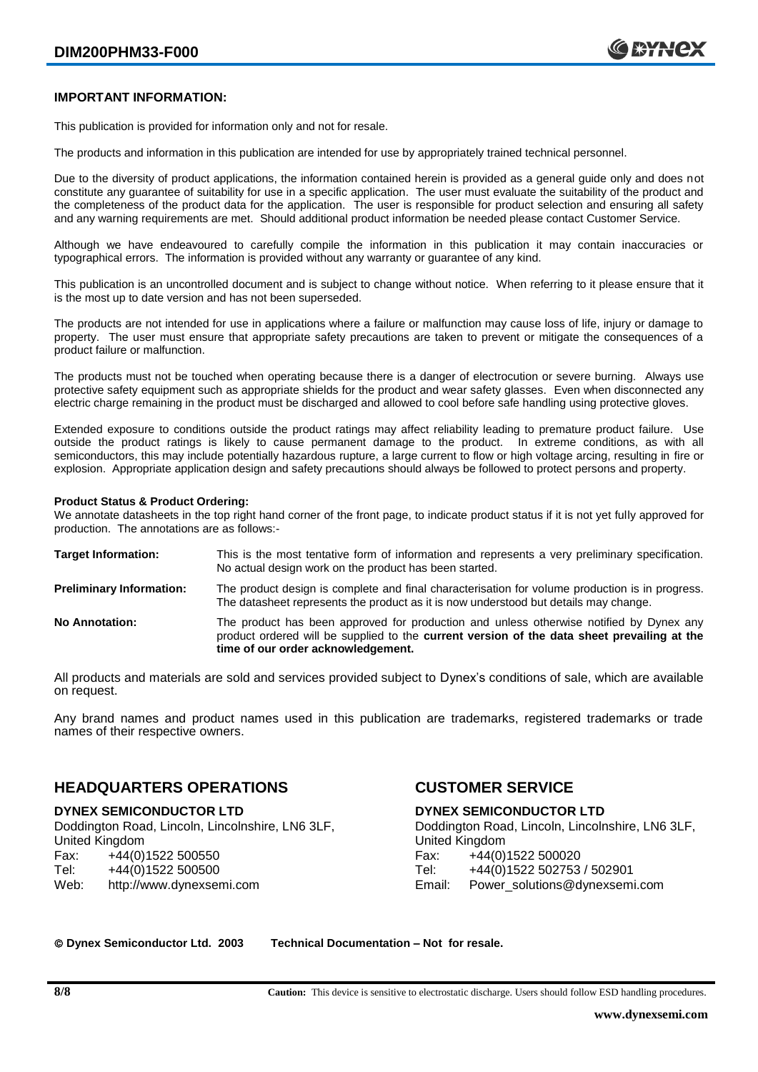**IMPORTANT INFORMATION:**

This publication is provided for information only and not for resale.

The products and information in this publication are intended for use by appropriately trained technical personnel.

Due to the diversity of product applications, the information contained herein is provided as a general guide only and does not constitute any guarantee of suitability for use in a specific application. The user must evaluate the suitability of the product and the completeness of the product data for the application. The user is responsible for product selection and ensuring all safety and any warning requirements are met. Should additional product information be needed please contact Customer Service.

Although we have endeavoured to carefully compile the information in this publication it may contain inaccuracies or typographical errors. The information is provided without any warranty or guarantee of any kind.

This publication is an uncontrolled document and is subject to change without notice. When referring to it please ensure that it is the most up to date version and has not been superseded.

The products are not intended for use in applications where a failure or malfunction may cause loss of life, injury or damage to property. The user must ensure that appropriate safety precautions are taken to prevent or mitigate the consequences of a product failure or malfunction.

The products must not be touched when operating because there is a danger of electrocution or severe burning. Always use protective safety equipment such as appropriate shields for the product and wear safety glasses. Even when disconnected any electric charge remaining in the product must be discharged and allowed to cool before safe handling using protective gloves.

Extended exposure to conditions outside the product ratings may affect reliability leading to premature product failure. Use outside the product ratings is likely to cause permanent damage to the product. In extreme conditions, as with all semiconductors, this may include potentially hazardous rupture, a large current to flow or high voltage arcing, resulting in fire or explosion. Appropriate application design and safety precautions should always be followed to protect persons and property.

**Product Status & Product Ordering:**
We annotate datasheets in the top right hand corner of the front page, to indicate product status if it is not yet fully approved for production. The annotations are as follows:-

| | |
|---|---|
| **Target Information:** | This is the most tentative form of information and represents a very preliminary specification. No actual design work on the product has been started. |
| **Preliminary Information:** | The product design is complete and final characterisation for volume production is in progress. The datasheet represents the product as it is now understood but details may change. |
| **No Annotation:** | The product has been approved for production and unless otherwise notified by Dynex any product ordered will be supplied to the **current version of the data sheet prevailing at the time of our order acknowledgement.** |

All products and materials are sold and services provided subject to Dynex's conditions of sale, which are available on request.

Any brand names and product names used in this publication are trademarks, registered trademarks or trade names of their respective owners.

## HEADQUARTERS OPERATIONS

**DYNEX SEMICONDUCTOR LTD**
Doddington Road, Lincoln, Lincolnshire, LN6 3LF,
United Kingdom
Fax: +44(0)1522 500550
Tel: +44(0)1522 500500
Web: http://www.dynexsemi.com

## CUSTOMER SERVICE

**DYNEX SEMICONDUCTOR LTD**
Doddington Road, Lincoln, Lincolnshire, LN6 3LF,
United Kingdom
Fax: +44(0)1522 500020
Tel: +44(0)1522 502753 / 502901
Email: Power_solutions@dynexsemi.com

**© Dynex Semiconductor Ltd. 2003 Technical Documentation – Not for resale.**

**Caution:** This device is sensitive to electrostatic discharge. Users should follow ESD handling procedures.